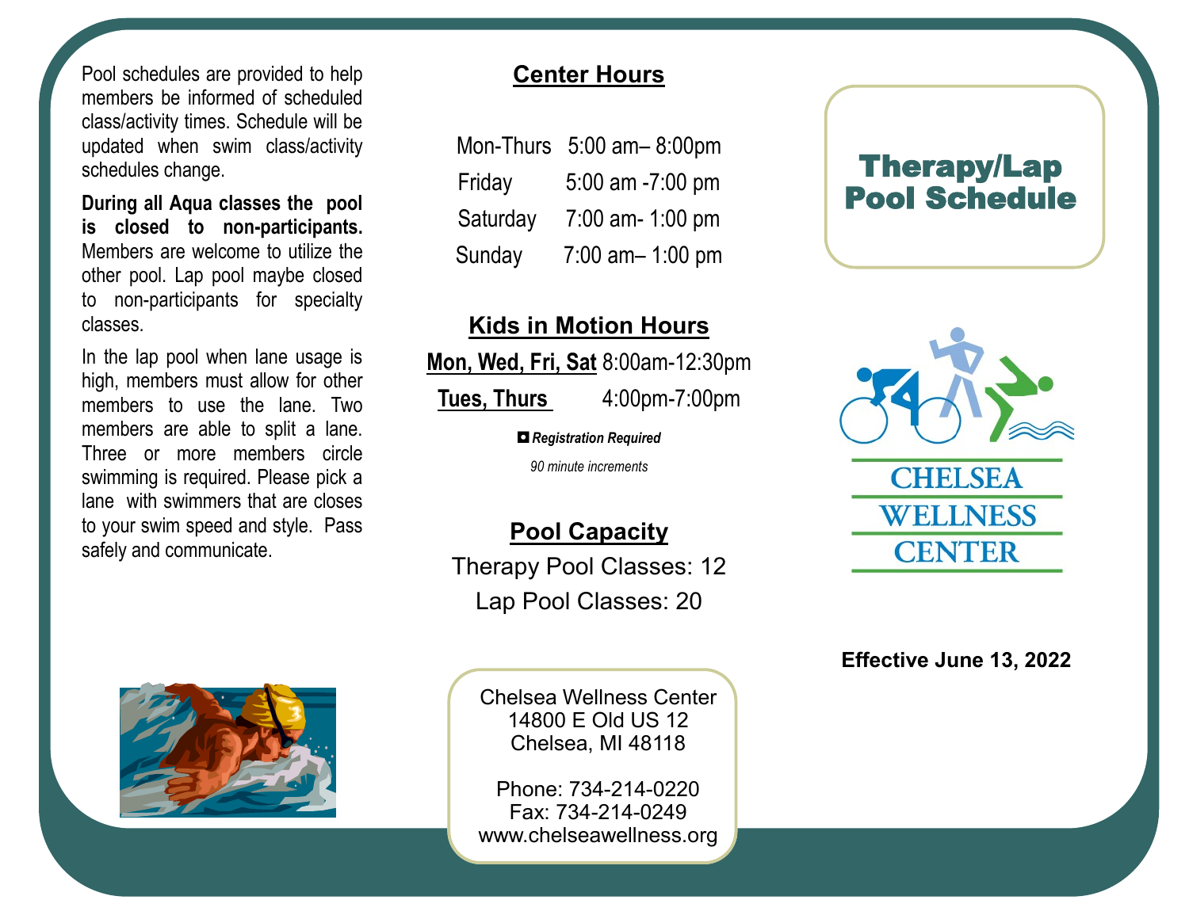Pool schedules are provided to help members be informed of scheduled class/activity times. Schedule will be updated when swim class/activity schedules change.

**During all Aqua classes the pool is closed to non-participants.** Members are welcome to utilize the other pool. Lap pool maybe closed to non-participants for specialty classes.

In the lap pool when lane usage is high, members must allow for other members to use the lane. Two members are able to split a lane. Three or more members circle swimming is required. Please pick a lane with swimmers that are closes to your swim speed and style. Pass safely and communicate.

## Center Hours

| | |
|---|---|
| Mon-Thurs | 5:00 am– 8:00pm |
| Friday | 5:00 am -7:00 pm |
| Saturday | 7:00 am- 1:00 pm |
| Sunday | 7:00 am– 1:00 pm |

## Kids in Motion Hours

| | |
|---|---|
| **Mon, Wed, Fri, Sat** | 8:00am-12:30pm |
| **Tues, Thurs** | 4:00pm-7:00pm |

***Registration Required***

*90 minute increments*

## Pool Capacity

Therapy Pool Classes: 12

Lap Pool Classes: 20

Chelsea Wellness Center
14800 E Old US 12
Chelsea, MI 48118

Phone: 734-214-0220
Fax: 734-214-0249
www.chelseawellness.org

# Therapy/Lap Pool Schedule

CHELSEA WELLNESS CENTER

**Effective June 13, 2022**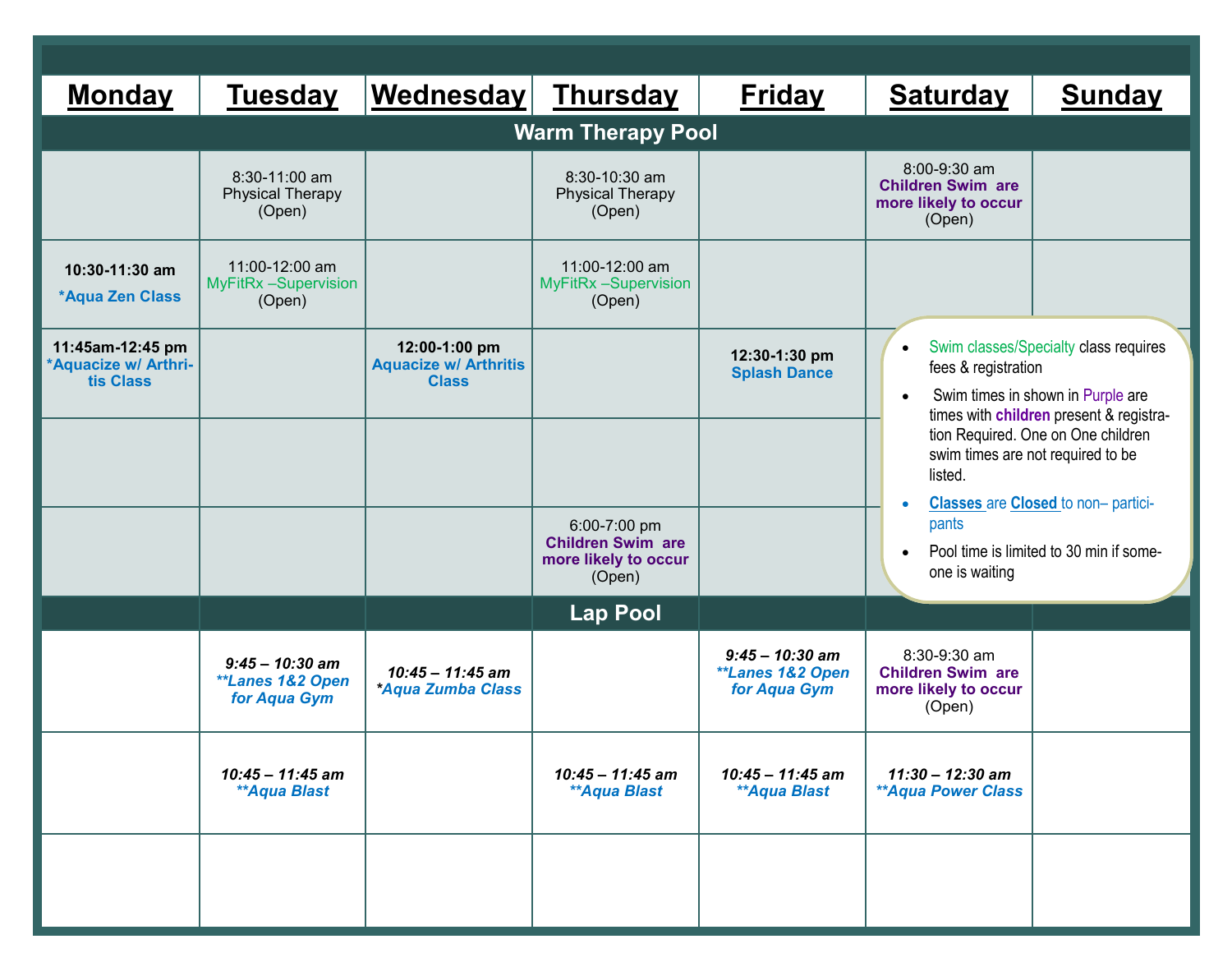| Monday | Tuesday | Wednesday | Thursday | Friday | Saturday | Sunday |
|---|---|---|---|---|---|---|
| **Warm Therapy Pool** | | | | | | |
| | 8:30-11:00 am Physical Therapy (Open) | | 8:30-10:30 am Physical Therapy (Open) | | 8:00-9:30 am **Children Swim are more likely to occur** (Open) | |
| **10:30-11:30 am** ***Aqua Zen Class** | 11:00-12:00 am MyFitRx –Supervision (Open) | | 11:00-12:00 am MyFitRx –Supervision (Open) | | | |
| **11:45am-12:45 pm** ***Aquacize w/ Arthritis Class** | | **12:00-1:00 pm** **Aquacize w/ Arthritis Class** | | **12:30-1:30 pm** **Splash Dance** | | |
| | | | | | | |
| | | | 6:00-7:00 pm **Children Swim are more likely to occur** (Open) | | | |
| **Lap Pool** | | | | | | |
| | ***9:45 – 10:30 am*** ***\*\*Lanes 1&2 Open for Aqua Gym*** | ***10:45 – 11:45 am*** ***\*Aqua Zumba Class*** | | ***9:45 – 10:30 am*** ***\*\*Lanes 1&2 Open for Aqua Gym*** | 8:30-9:30 am **Children Swim are more likely to occur** (Open) | |
| | ***10:45 – 11:45 am*** ***\*\*Aqua Blast*** | | ***10:45 – 11:45 am*** ***\*\*Aqua Blast*** | ***10:45 – 11:45 am*** ***\*\*Aqua Blast*** | ***11:30 – 12:30 am*** ***\*\*Aqua Power Class*** | |
| | | | | | | |

- Swim classes/Specialty class requires fees & registration
- Swim times in shown in Purple are times with **children** present & registration Required. One on One children swim times are not required to be listed.
- **Classes** are **Closed** to non– participants
- Pool time is limited to 30 min if someone is waiting